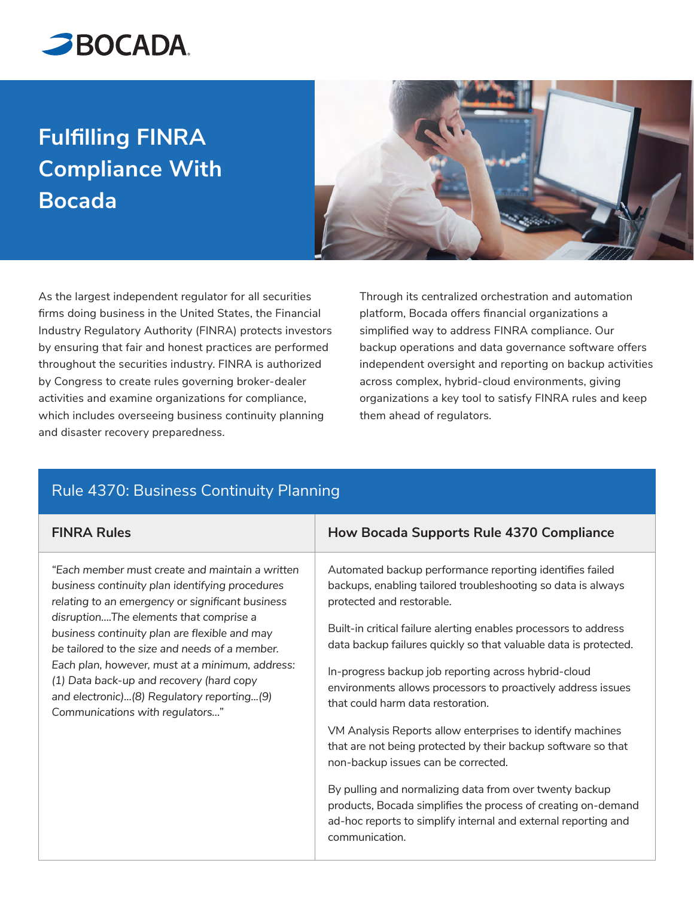BOCADA

# Fulfilling FINRA Compliance With Bocada

As the largest independent regulator for all securities firms doing business in the United States, the Financial Industry Regulatory Authority (FINRA) protects investors by ensuring that fair and honest practices are performed throughout the securities industry. FINRA is authorized by Congress to create rules governing broker-dealer activities and examine organizations for compliance, which includes overseeing business continuity planning and disaster recovery preparedness.

Through its centralized orchestration and automation platform, Bocada offers financial organizations a simplified way to address FINRA compliance. Our backup operations and data governance software offers independent oversight and reporting on backup activities across complex, hybrid-cloud environments, giving organizations a key tool to satisfy FINRA rules and keep them ahead of regulators.

## Rule 4370: Business Continuity Planning

| FINRA Rules | How Bocada Supports Rule 4370 Compliance |
|---|---|
| *"Each member must create and maintain a written business continuity plan identifying procedures relating to an emergency or significant business disruption....The elements that comprise a business continuity plan are flexible and may be tailored to the size and needs of a member. Each plan, however, must at a minimum, address: (1) Data back-up and recovery (hard copy and electronic)...(8) Regulatory reporting...(9) Communications with regulators..."* | Automated backup performance reporting identifies failed backups, enabling tailored troubleshooting so data is always protected and restorable.<br><br>Built-in critical failure alerting enables processors to address data backup failures quickly so that valuable data is protected.<br><br>In-progress backup job reporting across hybrid-cloud environments allows processors to proactively address issues that could harm data restoration.<br><br>VM Analysis Reports allow enterprises to identify machines that are not being protected by their backup software so that non-backup issues can be corrected.<br><br>By pulling and normalizing data from over twenty backup products, Bocada simplifies the process of creating on-demand ad-hoc reports to simplify internal and external reporting and communication. |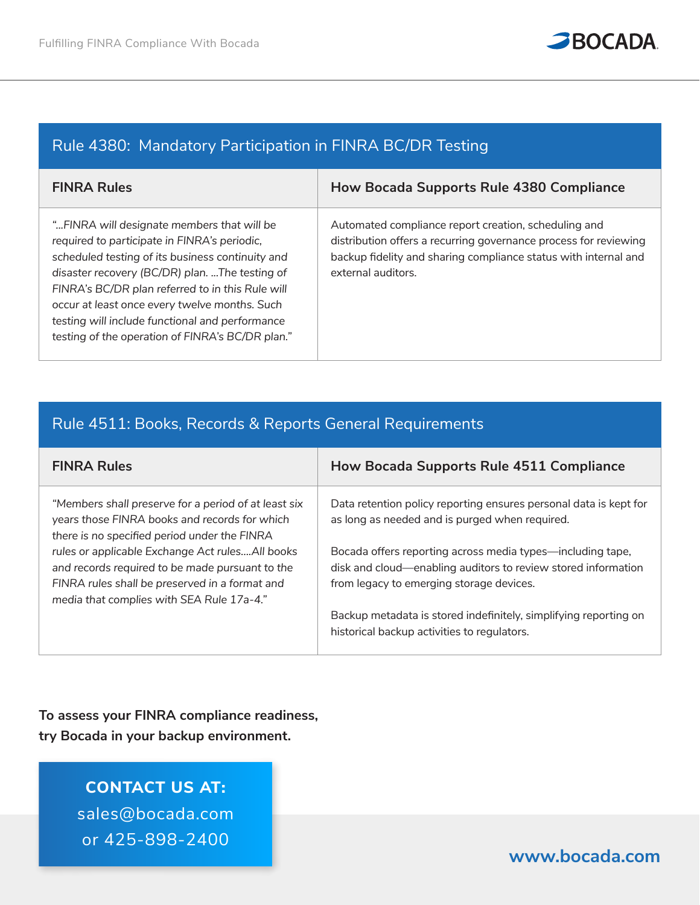## Rule 4380: Mandatory Participation in FINRA BC/DR Testing

| FINRA Rules | How Bocada Supports Rule 4380 Compliance |
| --- | --- |
| *"…FINRA will designate members that will be required to participate in FINRA's periodic, scheduled testing of its business continuity and disaster recovery (BC/DR) plan. …The testing of FINRA's BC/DR plan referred to in this Rule will occur at least once every twelve months. Such testing will include functional and performance testing of the operation of FINRA's BC/DR plan."* | Automated compliance report creation, scheduling and distribution offers a recurring governance process for reviewing backup fidelity and sharing compliance status with internal and external auditors. |

## Rule 4511: Books, Records & Reports General Requirements

| FINRA Rules | How Bocada Supports Rule 4511 Compliance |
| --- | --- |
| *"Members shall preserve for a period of at least six years those FINRA books and records for which there is no specified period under the FINRA rules or applicable Exchange Act rules….All books and records required to be made pursuant to the FINRA rules shall be preserved in a format and media that complies with SEA Rule 17a-4."* | Data retention policy reporting ensures personal data is kept for as long as needed and is purged when required.<br><br>Bocada offers reporting across media types—including tape, disk and cloud—enabling auditors to review stored information from legacy to emerging storage devices.<br><br>Backup metadata is stored indefinitely, simplifying reporting on historical backup activities to regulators. |

**To assess your FINRA compliance readiness, try Bocada in your backup environment.**

**CONTACT US AT:**
sales@bocada.com
or 425-898-2400

**www.bocada.com**